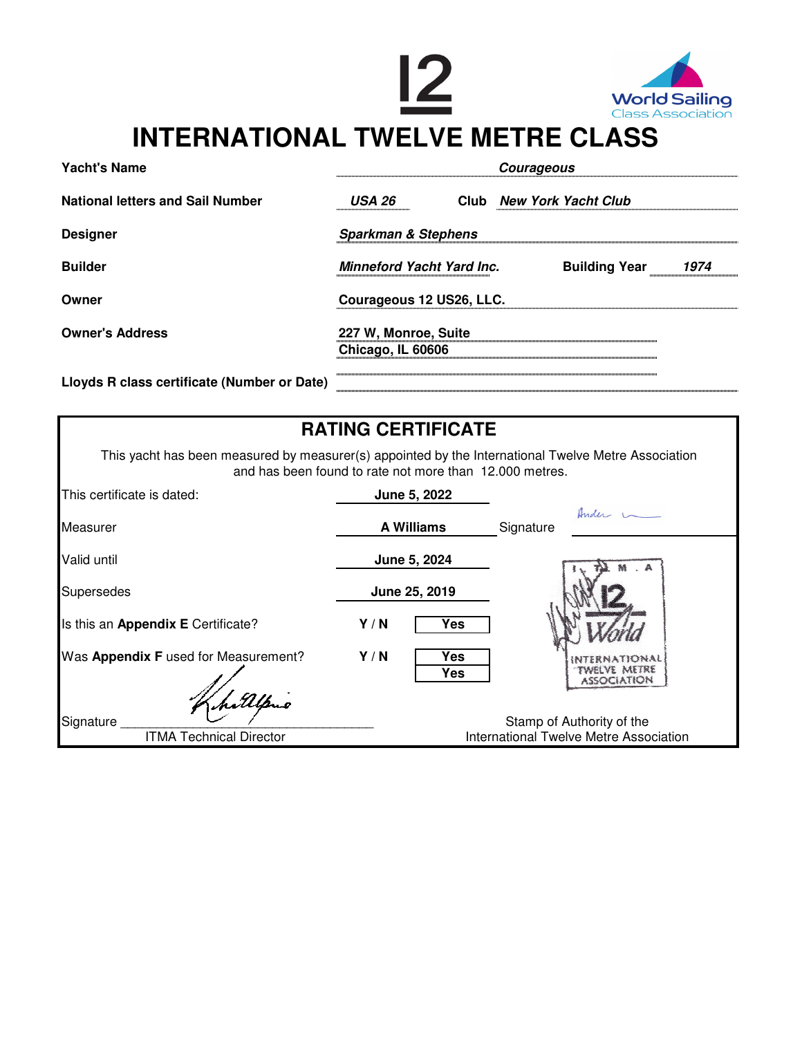# INTERNATIONAL TWELVE METRE CLASS

| | |
|---|---|
| **Yacht's Name** | ***Courageous*** |
| **National letters and Sail Number** | ***USA 26*** **Club** ***New York Yacht Club*** |
| **Designer** | ***Sparkman & Stephens*** |
| **Builder** | ***Minneford Yacht Yard Inc.*** **Building Year** ***1974*** |
| **Owner** | **Courageous 12 US26, LLC.** |
| **Owner's Address** | **227 W, Monroe, Suite**<br>**Chicago, IL 60606** |
| **Lloyds R class certificate (Number or Date)** | |

## RATING CERTIFICATE

This yacht has been measured by measurer(s) appointed by the International Twelve Metre Association and has been found to rate not more than 12.000 metres.

| | | | |
|---|---|---|---|
| This certificate is dated: | **June 5, 2022** | | |
| Measurer | **A Williams** | Signature | |
| Valid until | **June 5, 2024** | | |
| Supersedes | **June 25, 2019** | | |
| Is this an **Appendix E** Certificate? | **Y / N** | **Yes** | |
| Was **Appendix F** used for Measurement? | **Y / N** | **Yes**<br>**Yes** | |

Signature ______________________________
ITMA Technical Director

Stamp of Authority of the
International Twelve Metre Association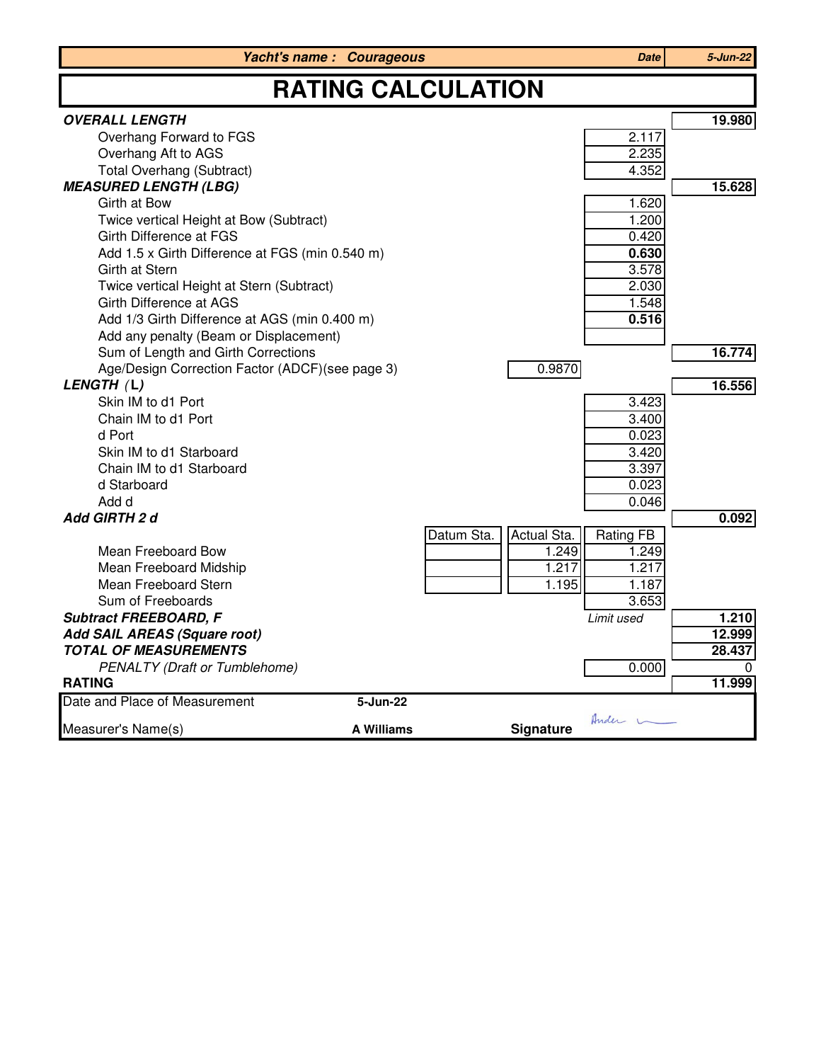| Yacht's name : **Courageous** | | | Date | 5-Jun-22 |
|---|---|---|---|---|

# RATING CALCULATION

| | Datum Sta. | Actual Sta. | Rating FB | |
|---|---|---|---|---|
| ***OVERALL LENGTH*** | | | | **19.980** |
| Overhang Forward to FGS | | | 2.117 | |
| Overhang Aft to AGS | | | 2.235 | |
| Total Overhang (Subtract) | | | 4.352 | |
| ***MEASURED LENGTH (LBG)*** | | | | **15.628** |
| Girth at Bow | | | 1.620 | |
| Twice vertical Height at Bow (Subtract) | | | 1.200 | |
| Girth Difference at FGS | | | 0.420 | |
| Add 1.5 x Girth Difference at FGS (min 0.540 m) | | | **0.630** | |
| Girth at Stern | | | 3.578 | |
| Twice vertical Height at Stern (Subtract) | | | 2.030 | |
| Girth Difference at AGS | | | 1.548 | |
| Add 1/3 Girth Difference at AGS (min 0.400 m) | | | **0.516** | |
| Add any penalty (Beam or Displacement) | | | | |
| Sum of Length and Girth Corrections | | | | **16.774** |
| Age/Design Correction Factor (ADCF)(see page 3) | | 0.9870 | | |
| ***LENGTH (L)*** | | | | **16.556** |
| Skin IM to d1 Port | | | 3.423 | |
| Chain IM to d1 Port | | | 3.400 | |
| d Port | | | 0.023 | |
| Skin IM to d1 Starboard | | | 3.420 | |
| Chain IM to d1 Starboard | | | 3.397 | |
| d Starboard | | | 0.023 | |
| Add d | | | 0.046 | |
| ***Add GIRTH 2 d*** | | | | **0.092** |
| Mean Freeboard Bow | | 1.249 | 1.249 | |
| Mean Freeboard Midship | | 1.217 | 1.217 | |
| Mean Freeboard Stern | | 1.195 | 1.187 | |
| Sum of Freeboards | | | 3.653 | |
| ***Subtract FREEBOARD, F*** | | | *Limit used* | **1.210** |
| ***Add SAIL AREAS (Square root)*** | | | | **12.999** |
| ***TOTAL OF MEASUREMENTS*** | | | | **28.437** |
| *PENALTY (Draft or Tumblehome)* | | | 0.000 | 0 |
| **RATING** | | | | **11.999** |

| | | | |
|---|---|---|---|
| Date and Place of Measurement | **5-Jun-22** | | |
| Measurer's Name(s) | **A Williams** | **Signature** | Andes |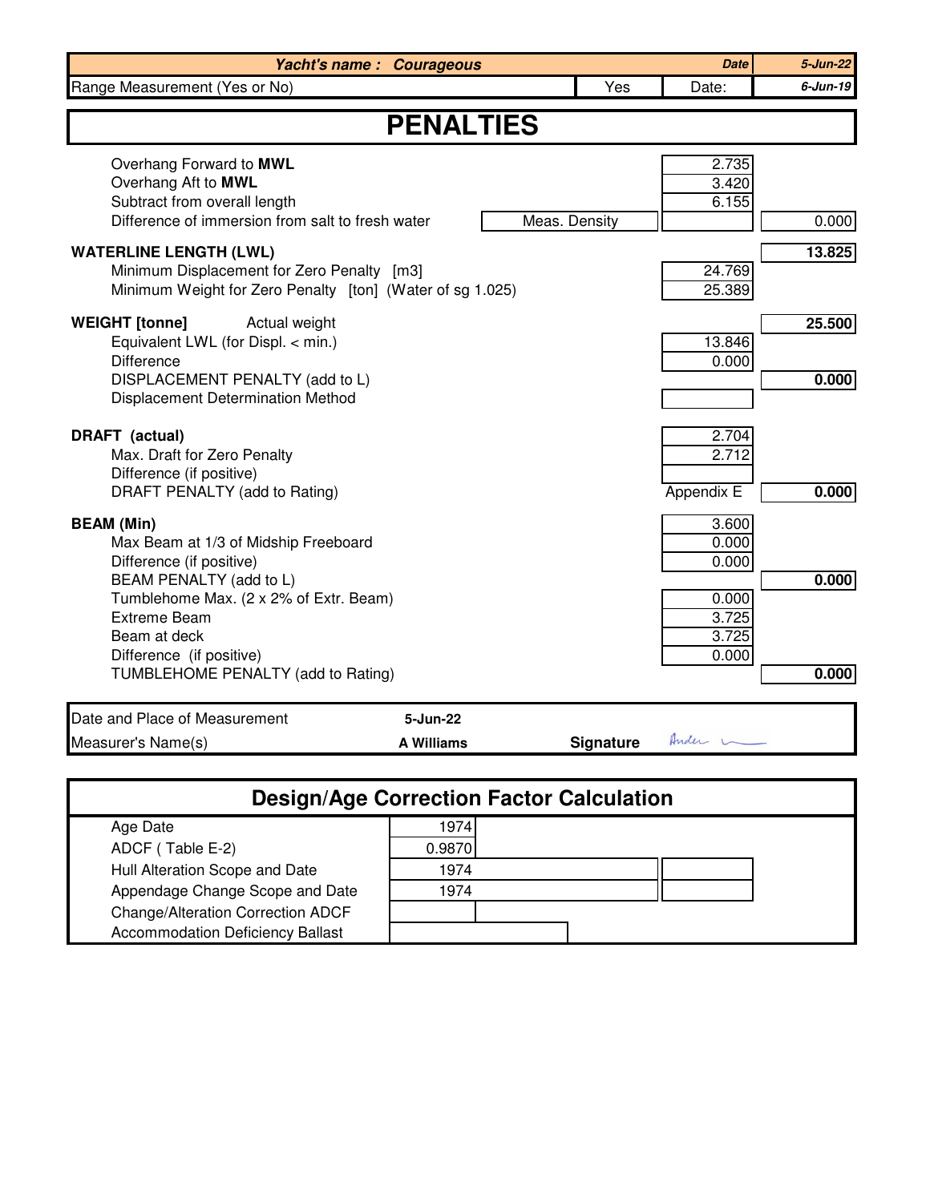| **Yacht's name : Courageous** | | | **Date** | **5-Jun-22** |
|---|---|---|---|---|
| Range Measurement (Yes or No) | | Yes | Date: | **6-Jun-19** |

# PENALTIES

| | | | |
|---|---|---|---|
| Overhang Forward to **MWL** | | 2.735 | |
| Overhang Aft to **MWL** | | 3.420 | |
| Subtract from overall length | | 6.155 | |
| Difference of immersion from salt to fresh water | Meas. Density | | 0.000 |
| **WATERLINE LENGTH (LWL)** | | | **13.825** |
| Minimum Displacement for Zero Penalty [m3] | | 24.769 | |
| Minimum Weight for Zero Penalty [ton] (Water of sg 1.025) | | 25.389 | |
| **WEIGHT [tonne]** Actual weight | | | **25.500** |
| Equivalent LWL (for Displ. < min.) | | 13.846 | |
| Difference | | 0.000 | |
| DISPLACEMENT PENALTY (add to L) | | | **0.000** |
| Displacement Determination Method | | | |
| **DRAFT (actual)** | | 2.704 | |
| Max. Draft for Zero Penalty | | 2.712 | |
| Difference (if positive) | | | |
| DRAFT PENALTY (add to Rating) | | Appendix E | **0.000** |
| **BEAM (Min)** | | 3.600 | |
| Max Beam at 1/3 of Midship Freeboard | | 0.000 | |
| Difference (if positive) | | 0.000 | |
| BEAM PENALTY (add to L) | | | **0.000** |
| Tumblehome Max. (2 x 2% of Extr. Beam) | | 0.000 | |
| Extreme Beam | | 3.725 | |
| Beam at deck | | 3.725 | |
| Difference (if positive) | | 0.000 | |
| TUMBLEHOME PENALTY (add to Rating) | | | **0.000** |

| | | | |
|---|---|---|---|
| Date and Place of Measurement | **5-Jun-22** | | |
| Measurer's Name(s) | **A Williams** | **Signature** | Ander |

## Design/Age Correction Factor Calculation

| | | |
|---|---|---|
| Age Date | 1974 | |
| ADCF ( Table E-2) | 0.9870 | |
| Hull Alteration Scope and Date | 1974 | |
| Appendage Change Scope and Date | 1974 | |
| Change/Alteration Correction ADCF | | |
| Accommodation Deficiency Ballast | | |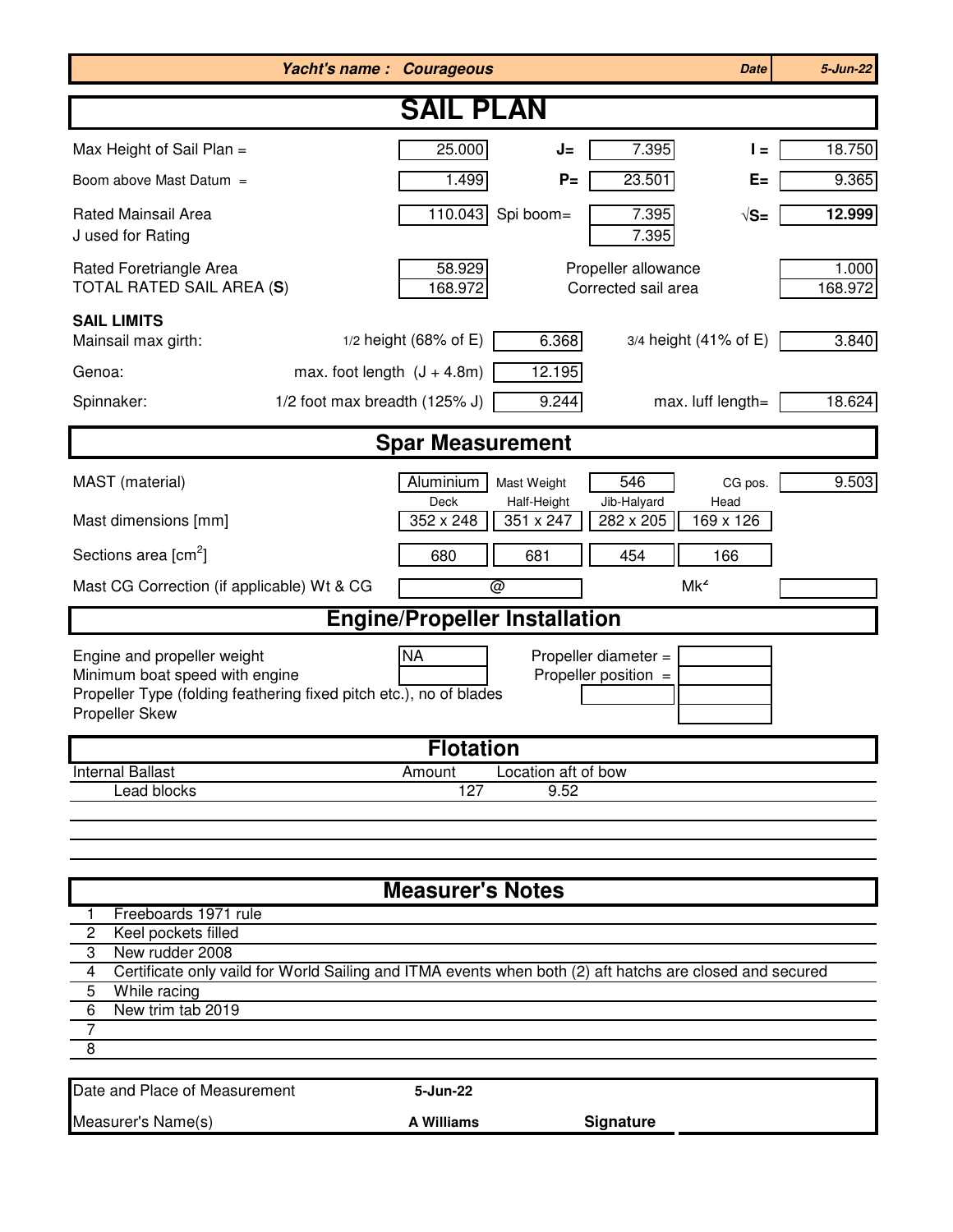| Yacht's name : | Courageous | Date | 5-Jun-22 |
|---|---|---|---|

# SAIL PLAN

| | | | | | |
|---|---|---|---|---|---|
| Max Height of Sail Plan = | 25.000 | J= | 7.395 | I = | 18.750 |
| Boom above Mast Datum = | 1.499 | P= | 23.501 | E= | 9.365 |
| Rated Mainsail Area | 110.043 | Spi boom= | 7.395 | $\sqrt{S}$= | **12.999** |
| J used for Rating | | | 7.395 | | |
| Rated Foretriangle Area | 58.929 | Propeller allowance | | | 1.000 |
| TOTAL RATED SAIL AREA (**S**) | 168.972 | Corrected sail area | | | 168.972 |

**SAIL LIMITS**

| | | | | |
|---|---|---|---|---|
| Mainsail max girth: | 1/2 height (68% of E) | 6.368 | 3/4 height (41% of E) | 3.840 |
| Genoa: | max. foot length (J + 4.8m) | 12.195 | | |
| Spinnaker: | 1/2 foot max breadth (125% J) | 9.244 | max. luff length= | 18.624 |

## Spar Measurement

| | | | | | |
|---|---|---|---|---|---|
| MAST (material) | Aluminium | Mast Weight | 546 | CG pos. | 9.503 |
| | Deck | Half-Height | Jib-Halyard | Head | |
| Mast dimensions [mm] | 352 x 248 | 351 x 247 | 282 x 205 | 169 x 126 | |
| Sections area [cm$^2$] | 680 | 681 | 454 | 166 | |
| Mast CG Correction (if applicable) Wt & CG | @ | | | Mk$^4$ | |

## Engine/Propeller Installation

| | | | |
|---|---|---|---|
| Engine and propeller weight | NA | Propeller diameter = | |
| Minimum boat speed with engine | | Propeller position = | |
| Propeller Type (folding feathering fixed pitch etc.), no of blades | | | |
| Propeller Skew | | | |

## Flotation

| Internal Ballast | Amount | Location aft of bow |
|---|---|---|
| Lead blocks | 127 | 9.52 |

## Measurer's Notes

1. Freeboards 1971 rule
2. Keel pockets filled
3. New rudder 2008
4. Certificate only vaild for World Sailing and ITMA events when both (2) aft hatchs are closed and secured
5. While racing
6. New trim tab 2019
7.
8.

| | | | |
|---|---|---|---|
| Date and Place of Measurement | **5-Jun-22** | | |
| Measurer's Name(s) | **A Williams** | **Signature** | |